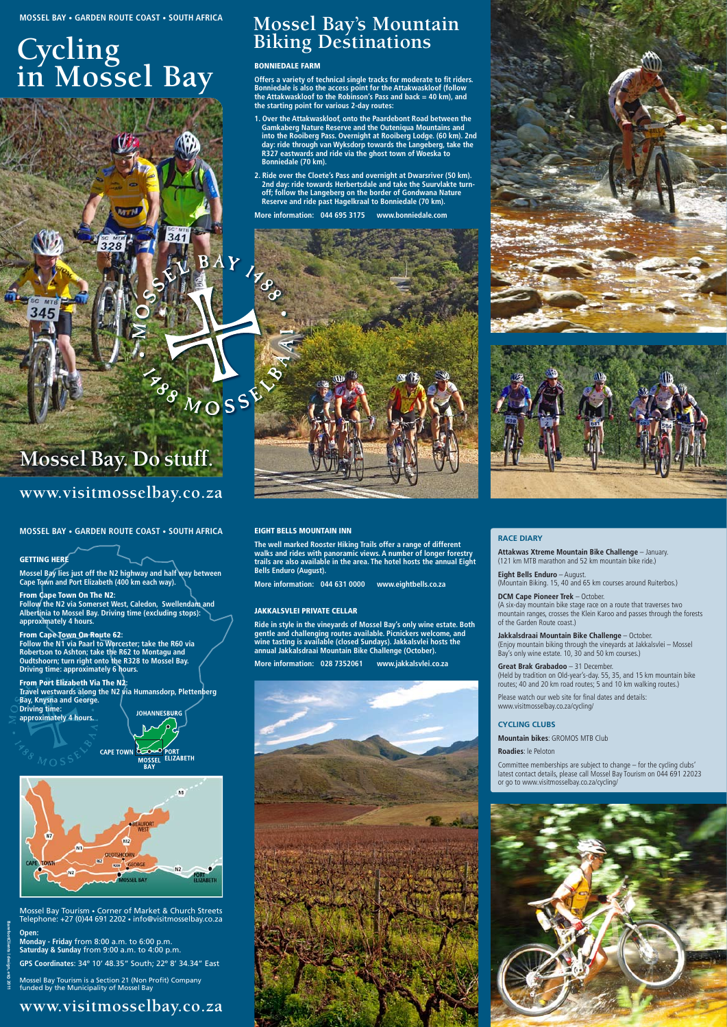MOSSEL BAY • GARDEN ROUTE COAST • SOUTH AFRICA

# Cycling in Mossel Bay

Mossel Bay. Do stuff.

www.visitmosselbay.co.za

## Mossel Bay's Mountain Biking Destinations

### BONNIEDALE FARM

**Offers a variety of technical single tracks for moderate to fit riders. Bonniedale is also the access point for the Attakwaskloof (follow the Attakwaskloof to the Robinson's Pass and back = 40 km), and the starting point for various 2-day routes:**

1. **Over the Attakwaskloof, onto the Paardebont Road between the Gamkaberg Nature Reserve and the Outeniqua Mountains and into the Rooiberg Pass. Overnight at Rooiberg Lodge. (60 km). 2nd day: ride through van Wyksdorp towards the Langeberg, take the R327 eastwards and ride via the ghost town of Woeska to Bonniedale (70 km).**
2. **Ride over the Cloete's Pass and overnight at Dwarsriver (50 km). 2nd day: ride towards Herbertsdale and take the Suurvlakte turn-off; follow the Langeberg on the border of Gondwana Nature Reserve and ride past Hagelkraal to Bonniedale (70 km).**

**More information: 044 695 3175 www.bonniedale.com**

MOSSEL BAY • GARDEN ROUTE COAST • SOUTH AFRICA

### GETTING HERE

**Mossel Bay lies just off the N2 highway and half way between Cape Town and Port Elizabeth (400 km each way).**

**From Cape Town On The N2:**
**Follow the N2 via Somerset West, Caledon, Swellendam and Albertinia to Mossel Bay. Driving time (excluding stops): approximately 4 hours.**

**From Cape Town On Route 62:**
**Follow the N1 via Paarl to Worcester; take the R60 via Robertson to Ashton; take the R62 to Montagu and Oudtshoorn; turn right onto the R328 to Mossel Bay. Driving time: approximately 6 hours.**

**From Port Elizabeth Via The N2:**
**Travel westwards along the N2 via Humansdorp, Plettenberg Bay, Knysna and George. Driving time: approximately 4 hours.**

Mossel Bay Tourism • Corner of Market & Church Streets
Telephone: +27 (0)44 691 2202 • info@visitmosselbay.co.za

**Open:**
**Monday - Friday** from 8:00 a.m. to 6:00 p.m.
**Saturday & Sunday** from 9:00 a.m. to 4:00 p.m.

**GPS Coordinates**: 34° 10' 48.35" South; 22° 8' 34.34" East

Mossel Bay Tourism is a Section 21 (Non Profit) Company funded by the Municipality of Mossel Bay

www.visitmosselbay.co.za

### EIGHT BELLS MOUNTAIN INN

**The well marked Rooster Hiking Trails offer a range of different walks and rides with panoramic views. A number of longer forestry trails are also available in the area. The hotel hosts the annual Eight Bells Enduro (August).**

**More information: 044 631 0000 www.eightbells.co.za**

### JAKKALSVLEI PRIVATE CELLAR

**Ride in style in the vineyards of Mossel Bay's only wine estate. Both gentle and challenging routes available. Picnickers welcome, and wine tasting is available (closed Sundays). Jakkalsvlei hosts the annual Jakkalsdraai Mountain Bike Challenge (October).**

**More information: 028 7352061 www.jakkalsvlei.co.za**

### RACE DIARY

**Attakwas Xtreme Mountain Bike Challenge** – January.
(121 km MTB marathon and 52 km mountain bike ride.)

**Eight Bells Enduro** – August.
(Mountain Biking. 15, 40 and 65 km courses around Ruiterbos.)

**DCM Cape Pioneer Trek** – October.
(A six-day mountain bike stage race on a route that traverses two mountain ranges, crosses the Klein Karoo and passes through the forests of the Garden Route coast.)

**Jakkalsdraai Mountain Bike Challenge** – October.
(Enjoy mountain biking through the vineyards at Jakkalsvlei – Mossel Bay's only wine estate. 10, 30 and 50 km courses.)

**Great Brak Grabadoo** – 31 December.
(Held by tradition on Old-year's-day. 55, 35, and 15 km mountain bike routes; 40 and 20 km road routes; 5 and 10 km walking routes.)

Please watch our web site for final dates and details: www.visitmosselbay.co.za/cycling/

### CYCLING CLUBS

**Mountain bikes**: GROMOS MTB Club

**Roadies**: le Peloton

Committee memberships are subject to change – for the cycling clubs' latest contact details, please call Mossel Bay Tourism on 044 691 22023 or go to www.visitmosselbay.co.za/cycling/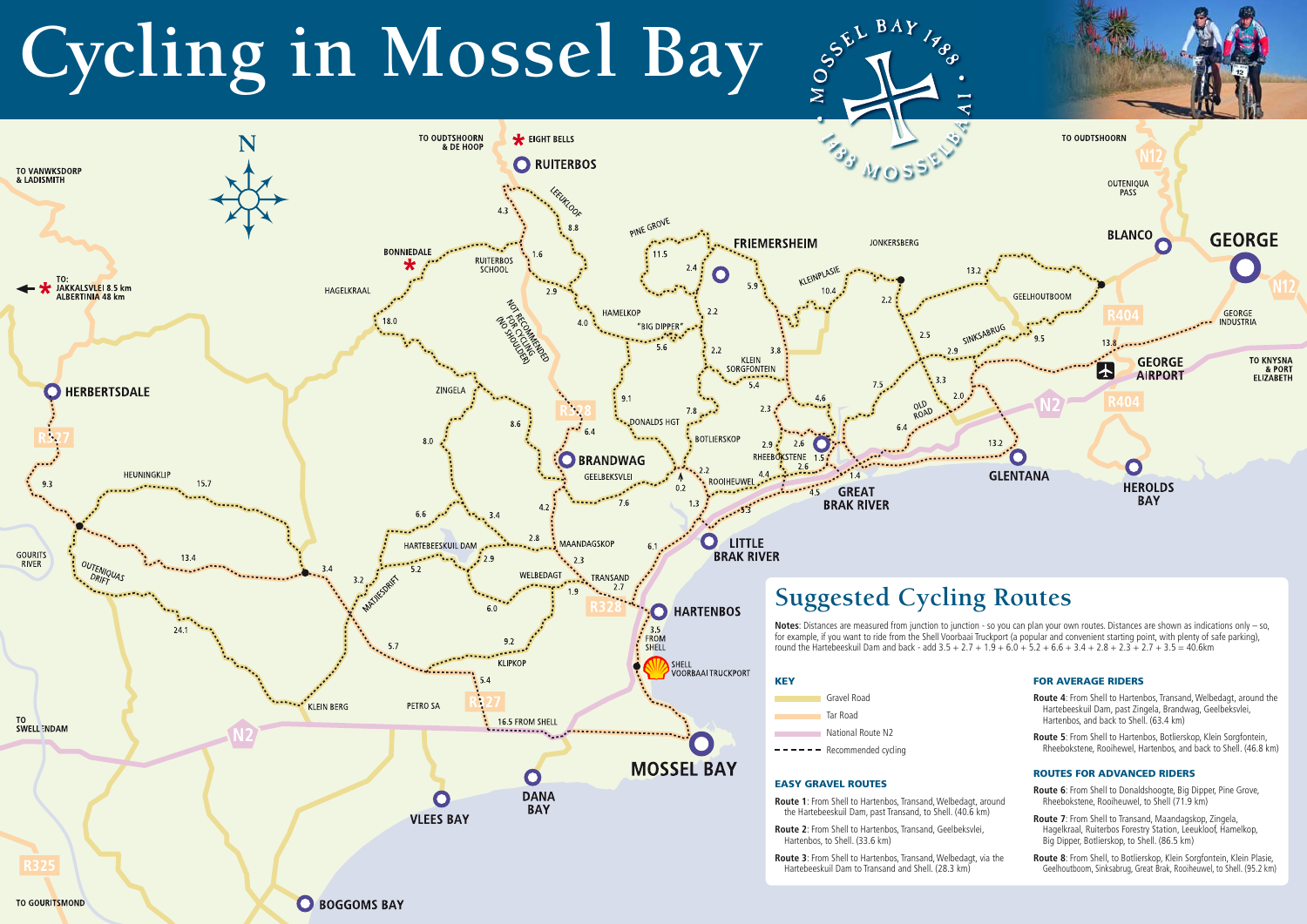# Cycling in Mossel Bay

## Suggested Cycling Routes

**Notes**: Distances are measured from junction to junction - so you can plan your own routes. Distances are shown as indications only – so, for example, if you want to ride from the Shell Voorbaai Truckport (a popular and convenient starting point, with plenty of safe parking), round the Hartebeeskuil Dam and back - add 3.5 + 2.7 + 1.9 + 6.0 + 5.2 + 6.6 + 3.4 + 2.8 + 2.3 + 2.7 + 3.5 = 40.6km

### KEY

- Gravel Road
- Tar Road
- National Route N2
- Recommended cycling

### EASY GRAVEL ROUTES

**Route 1**: From Shell to Hartenbos, Transand, Welbedagt, around the Hartebeeskuil Dam, past Transand, to Shell. (40.6 km)

**Route 2**: From Shell to Hartenbos, Transand, Geelbeksvlei, Hartenbos, to Shell. (33.6 km)

**Route 3**: From Shell to Hartenbos, Transand, Welbedagt, via the Hartebeeskuil Dam to Transand and Shell. (28.3 km)

### FOR AVERAGE RIDERS

**Route 4**: From Shell to Hartenbos, Transand, Welbedagt, around the Hartebeeskuil Dam, past Zingela, Brandwag, Geelbeksvlei, Hartenbos, and back to Shell. (63.4 km)

**Route 5**: From Shell to Hartenbos, Botlierskop, Klein Sorgfontein, Rheebokstene, Rooihewel, Hartenbos, and back to Shell. (46.8 km)

### ROUTES FOR ADVANCED RIDERS

**Route 6**: From Shell to Donaldshoogte, Big Dipper, Pine Grove, Rheebokstene, Rooiheuwel, to Shell (71.9 km)

**Route 7**: From Shell to Transand, Maandagskop, Zingela, Hagelkraal, Ruiterbos Forestry Station, Leeukloof, Hamelkop, Big Dipper, Botlierskop, to Shell. (86.5 km)

**Route 8**: From Shell, to Botlierskop, Klein Sorgfontein, Klein Plasie, Geelhoutboom, Sinksabrug, Great Brak, Rooiheuwel, to Shell. (95.2 km)